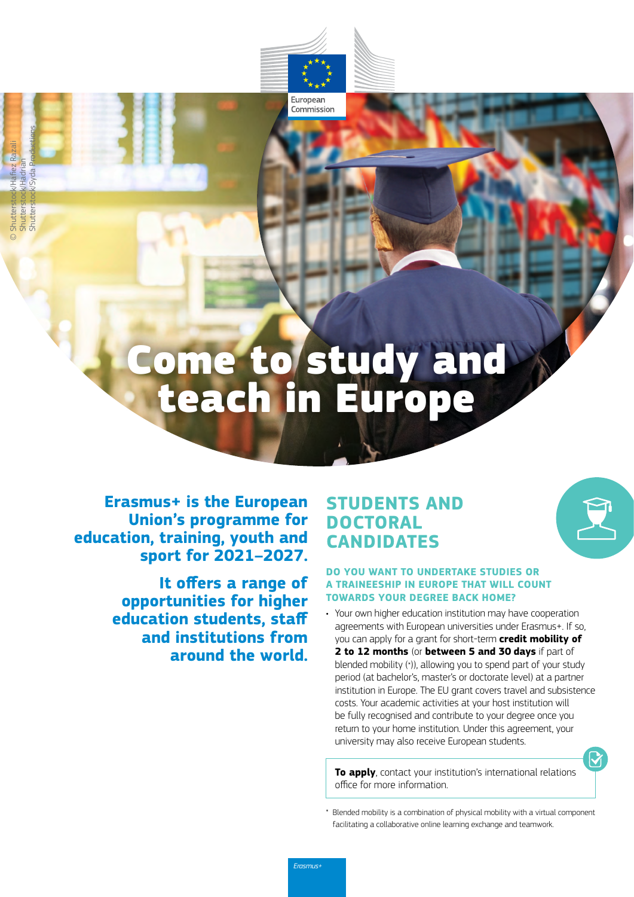# Come to study and teach in Europe

**Erasmus+ is the European Union's programme for education, training, youth and sport for 2021–2027.**

**It offers a range of opportunities for higher education students, staff and institutions from around the world.**

## STUDENTS AND DOCTORAL CANDIDATES

### DO YOU WANT TO UNDERTAKE STUDIES OR A TRAINEESHIP IN EUROPE THAT WILL COUNT TOWARDS YOUR DEGREE BACK HOME?

- Your own higher education institution may have cooperation agreements with European universities under Erasmus+. If so, you can apply for a grant for short-term **credit mobility of 2 to 12 months** (or **between 5 and 30 days** if part of blended mobility (*)), allowing you to spend part of your study period (at bachelor's, master's or doctorate level) at a partner institution in Europe. The EU grant covers travel and subsistence costs. Your academic activities at your host institution will be fully recognised and contribute to your degree once you return to your home institution. Under this agreement, your university may also receive European students.

**To apply**, contact your institution's international relations office for more information.

* Blended mobility is a combination of physical mobility with a virtual component facilitating a collaborative online learning exchange and teamwork.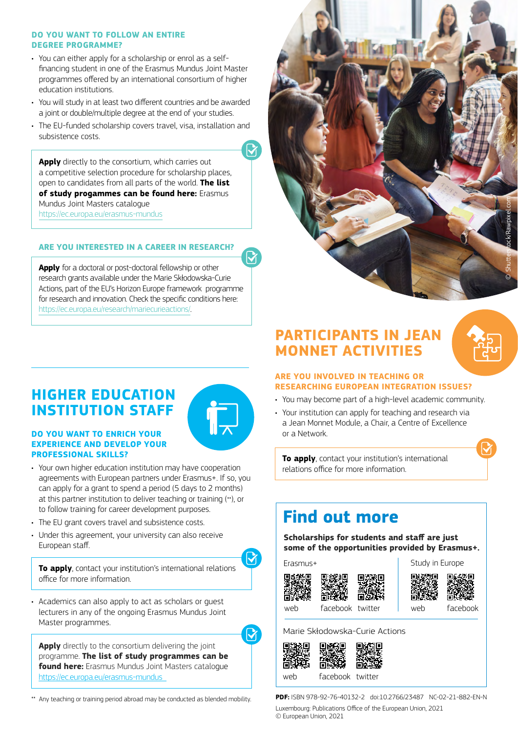### DO YOU WANT TO FOLLOW AN ENTIRE DEGREE PROGRAMME?

- You can either apply for a scholarship or enrol as a self-financing student in one of the Erasmus Mundus Joint Master programmes offered by an international consortium of higher education institutions.
- You will study in at least two different countries and be awarded a joint or double/multiple degree at the end of your studies.
- The EU-funded scholarship covers travel, visa, installation and subsistence costs.

**Apply** directly to the consortium, which carries out a competitive selection procedure for scholarship places, open to candidates from all parts of the world. **The list of study progammes can be found here:** Erasmus Mundus Joint Masters catalogue https://ec.europa.eu/erasmus-mundus

### ARE YOU INTERESTED IN A CAREER IN RESEARCH?

**Apply** for a doctoral or post-doctoral fellowship or other research grants available under the Marie Skłodowska-Curie Actions, part of the EU's Horizon Europe framework programme for research and innovation. Check the specific conditions here: https://ec.europa.eu/research/mariecurieactions/.

## HIGHER EDUCATION INSTITUTION STAFF

### DO YOU WANT TO ENRICH YOUR EXPERIENCE AND DEVELOP YOUR PROFESSIONAL SKILLS?

- Your own higher education institution may have cooperation agreements with European partners under Erasmus+. If so, you can apply for a grant to spend a period (5 days to 2 months) at this partner institution to deliver teaching or training (**), or to follow training for career development purposes.
- The EU grant covers travel and subsistence costs.
- Under this agreement, your university can also receive European staff.

**To apply**, contact your institution's international relations office for more information.

- Academics can also apply to act as scholars or guest lecturers in any of the ongoing Erasmus Mundus Joint Master programmes.

**Apply** directly to the consortium delivering the joint programme. **The list of study programmes can be found here:** Erasmus Mundus Joint Masters catalogue https://ec.europa.eu/erasmus-mundus

** Any teaching or training period abroad may be conducted as blended mobility.

© Shutterstock/Rawpixel.com

## PARTICIPANTS IN JEAN MONNET ACTIVITIES

### ARE YOU INVOLVED IN TEACHING OR RESEARCHING EUROPEAN INTEGRATION ISSUES?

- You may become part of a high-level academic community.
- Your institution can apply for teaching and research via a Jean Monnet Module, a Chair, a Centre of Excellence or a Network.

**To apply**, contact your institution's international relations office for more information.

## Find out more

**Scholarships for students and staff are just some of the opportunities provided by Erasmus+.**

Erasmus+

web facebook twitter

Study in Europe

web facebook

Marie Skłodowska-Curie Actions

web facebook twitter

**PDF:** ISBN 978-92-76-40132-2 doi:10.2766/23487 NC-02-21-882-EN-N

Luxembourg: Publications Office of the European Union, 2021

© European Union, 2021